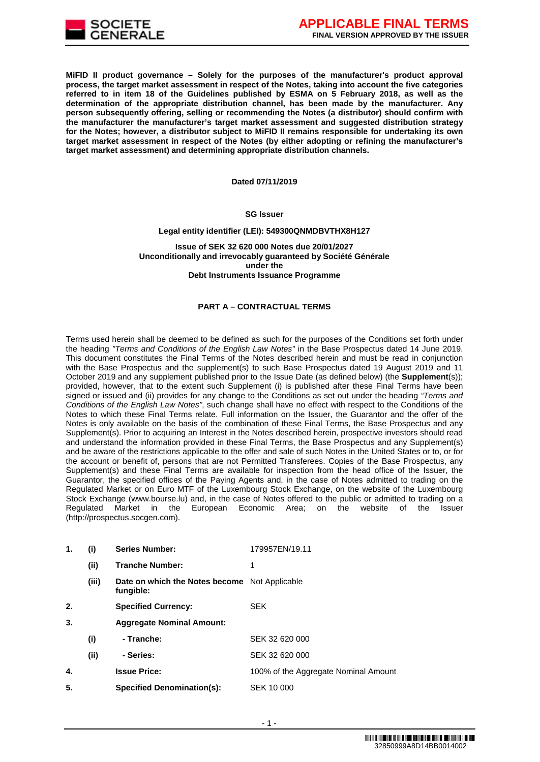**MiFID II product governance – Solely for the purposes of the manufacturer's product approval process, the target market assessment in respect of the Notes, taking into account the five categories referred to in item 18 of the Guidelines published by ESMA on 5 February 2018, as well as the determination of the appropriate distribution channel, has been made by the manufacturer. Any person subsequently offering, selling or recommending the Notes (a distributor) should confirm with the manufacturer the manufacturer's target market assessment and suggested distribution strategy for the Notes; however, a distributor subject to MiFID II remains responsible for undertaking its own target market assessment in respect of the Notes (by either adopting or refining the manufacturer's target market assessment) and determining appropriate distribution channels.**

**Dated 07/11/2019**

**SG Issuer**

**Legal entity identifier (LEI): 549300QNMDBVTHX8H127**

**Issue of SEK 32 620 000 Notes due 20/01/2027**
**Unconditionally and irrevocably guaranteed by Société Générale**
**under the**
**Debt Instruments Issuance Programme**

## PART A – CONTRACTUAL TERMS

Terms used herein shall be deemed to be defined as such for the purposes of the Conditions set forth under the heading *"Terms and Conditions of the English Law Notes"* in the Base Prospectus dated 14 June 2019. This document constitutes the Final Terms of the Notes described herein and must be read in conjunction with the Base Prospectus and the supplement(s) to such Base Prospectus dated 19 August 2019 and 11 October 2019 and any supplement published prior to the Issue Date (as defined below) (the **Supplement**(s)); provided, however, that to the extent such Supplement (i) is published after these Final Terms have been signed or issued and (ii) provides for any change to the Conditions as set out under the heading *"Terms and Conditions of the English Law Notes"*, such change shall have no effect with respect to the Conditions of the Notes to which these Final Terms relate. Full information on the Issuer, the Guarantor and the offer of the Notes is only available on the basis of the combination of these Final Terms, the Base Prospectus and any Supplement(s). Prior to acquiring an Interest in the Notes described herein, prospective investors should read and understand the information provided in these Final Terms, the Base Prospectus and any Supplement(s) and be aware of the restrictions applicable to the offer and sale of such Notes in the United States or to, or for the account or benefit of, persons that are not Permitted Transferees. Copies of the Base Prospectus, any Supplement(s) and these Final Terms are available for inspection from the head office of the Issuer, the Guarantor, the specified offices of the Paying Agents and, in the case of Notes admitted to trading on the Regulated Market or on Euro MTF of the Luxembourg Stock Exchange, on the website of the Luxembourg Stock Exchange (www.bourse.lu) and, in the case of Notes offered to the public or admitted to trading on a Regulated Market in the European Economic Area; on the website of the Issuer (http://prospectus.socgen.com).

| | | | |
|---|---|---|---|
| **1.** | **(i)** | **Series Number:** | 179957EN/19.11 |
| | **(ii)** | **Tranche Number:** | 1 |
| | **(iii)** | **Date on which the Notes become fungible:** | Not Applicable |
| **2.** | | **Specified Currency:** | SEK |
| **3.** | | **Aggregate Nominal Amount:** | |
| | **(i)** | **- Tranche:** | SEK 32 620 000 |
| | **(ii)** | **- Series:** | SEK 32 620 000 |
| **4.** | | **Issue Price:** | 100% of the Aggregate Nominal Amount |
| **5.** | | **Specified Denomination(s):** | SEK 10 000 |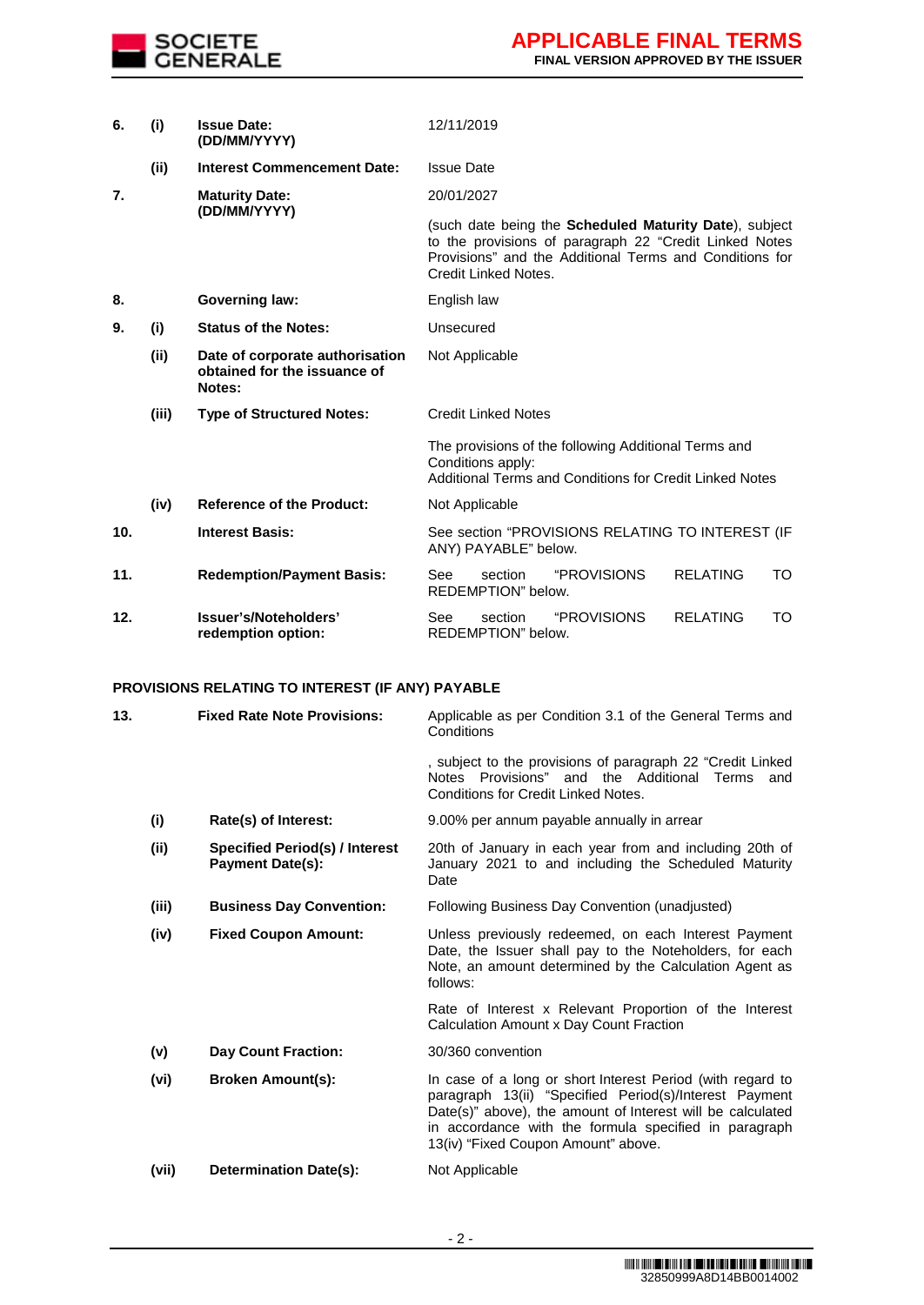| | | | |
|---|---|---|---|
| **6.** | **(i)** | **Issue Date: (DD/MM/YYYY)** | 12/11/2019 |
| | **(ii)** | **Interest Commencement Date:** | Issue Date |
| **7.** | | **Maturity Date: (DD/MM/YYYY)** | 20/01/2027<br><br>(such date being the **Scheduled Maturity Date**), subject to the provisions of paragraph 22 "Credit Linked Notes Provisions" and the Additional Terms and Conditions for Credit Linked Notes. |
| **8.** | | **Governing law:** | English law |
| **9.** | **(i)** | **Status of the Notes:** | Unsecured |
| | **(ii)** | **Date of corporate authorisation obtained for the issuance of Notes:** | Not Applicable |
| | **(iii)** | **Type of Structured Notes:** | Credit Linked Notes<br><br>The provisions of the following Additional Terms and Conditions apply:<br>Additional Terms and Conditions for Credit Linked Notes |
| | **(iv)** | **Reference of the Product:** | Not Applicable |
| **10.** | | **Interest Basis:** | See section "PROVISIONS RELATING TO INTEREST (IF ANY) PAYABLE" below. |
| **11.** | | **Redemption/Payment Basis:** | See section "PROVISIONS RELATING TO REDEMPTION" below. |
| **12.** | | **Issuer's/Noteholders' redemption option:** | See section "PROVISIONS RELATING TO REDEMPTION" below. |

**PROVISIONS RELATING TO INTEREST (IF ANY) PAYABLE**

| | | | |
|---|---|---|---|
| **13.** | | **Fixed Rate Note Provisions:** | Applicable as per Condition 3.1 of the General Terms and Conditions<br><br>, subject to the provisions of paragraph 22 "Credit Linked Notes Provisions" and the Additional Terms and Conditions for Credit Linked Notes. |
| | **(i)** | **Rate(s) of Interest:** | 9.00% per annum payable annually in arrear |
| | **(ii)** | **Specified Period(s) / Interest Payment Date(s):** | 20th of January in each year from and including 20th of January 2021 to and including the Scheduled Maturity Date |
| | **(iii)** | **Business Day Convention:** | Following Business Day Convention (unadjusted) |
| | **(iv)** | **Fixed Coupon Amount:** | Unless previously redeemed, on each Interest Payment Date, the Issuer shall pay to the Noteholders, for each Note, an amount determined by the Calculation Agent as follows:<br><br>Rate of Interest x Relevant Proportion of the Interest Calculation Amount x Day Count Fraction |
| | **(v)** | **Day Count Fraction:** | 30/360 convention |
| | **(vi)** | **Broken Amount(s):** | In case of a long or short Interest Period (with regard to paragraph 13(ii) "Specified Period(s)/Interest Payment Date(s)" above), the amount of Interest will be calculated in accordance with the formula specified in paragraph 13(iv) "Fixed Coupon Amount" above. |
| | **(vii)** | **Determination Date(s):** | Not Applicable |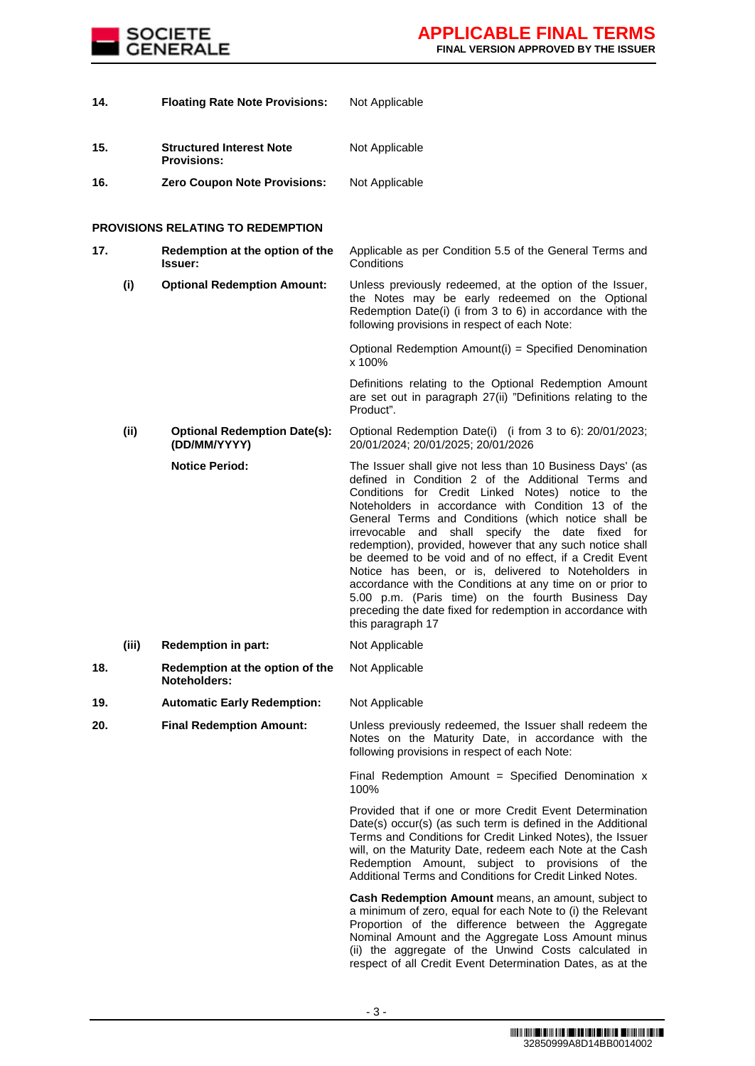| | | | |
|---|---|---|---|
| **14.** | | **Floating Rate Note Provisions:** | Not Applicable |
| **15.** | | **Structured Interest Note Provisions:** | Not Applicable |
| **16.** | | **Zero Coupon Note Provisions:** | Not Applicable |

**PROVISIONS RELATING TO REDEMPTION**

| | | | |
|---|---|---|---|
| **17.** | | **Redemption at the option of the Issuer:** | Applicable as per Condition 5.5 of the General Terms and Conditions |
| | **(i)** | **Optional Redemption Amount:** | Unless previously redeemed, at the option of the Issuer, the Notes may be early redeemed on the Optional Redemption Date(i) (i from 3 to 6) in accordance with the following provisions in respect of each Note:<br><br>Optional Redemption Amount(i) = Specified Denomination x 100%<br><br>Definitions relating to the Optional Redemption Amount are set out in paragraph 27(ii) "Definitions relating to the Product". |
| | **(ii)** | **Optional Redemption Date(s): (DD/MM/YYYY)** | Optional Redemption Date(i) (i from 3 to 6): 20/01/2023; 20/01/2024; 20/01/2025; 20/01/2026 |
| | | **Notice Period:** | The Issuer shall give not less than 10 Business Days' (as defined in Condition 2 of the Additional Terms and Conditions for Credit Linked Notes) notice to the Noteholders in accordance with Condition 13 of the General Terms and Conditions (which notice shall be irrevocable and shall specify the date fixed for redemption), provided, however that any such notice shall be deemed to be void and of no effect, if a Credit Event Notice has been, or is, delivered to Noteholders in accordance with the Conditions at any time on or prior to 5.00 p.m. (Paris time) on the fourth Business Day preceding the date fixed for redemption in accordance with this paragraph 17 |
| | **(iii)** | **Redemption in part:** | Not Applicable |
| **18.** | | **Redemption at the option of the Noteholders:** | Not Applicable |
| **19.** | | **Automatic Early Redemption:** | Not Applicable |
| **20.** | | **Final Redemption Amount:** | Unless previously redeemed, the Issuer shall redeem the Notes on the Maturity Date, in accordance with the following provisions in respect of each Note:<br><br>Final Redemption Amount = Specified Denomination x 100%<br><br>Provided that if one or more Credit Event Determination Date(s) occur(s) (as such term is defined in the Additional Terms and Conditions for Credit Linked Notes), the Issuer will, on the Maturity Date, redeem each Note at the Cash Redemption Amount, subject to provisions of the Additional Terms and Conditions for Credit Linked Notes.<br><br>**Cash Redemption Amount** means, an amount, subject to a minimum of zero, equal for each Note to (i) the Relevant Proportion of the difference between the Aggregate Nominal Amount and the Aggregate Loss Amount minus (ii) the aggregate of the Unwind Costs calculated in respect of all Credit Event Determination Dates, as at the |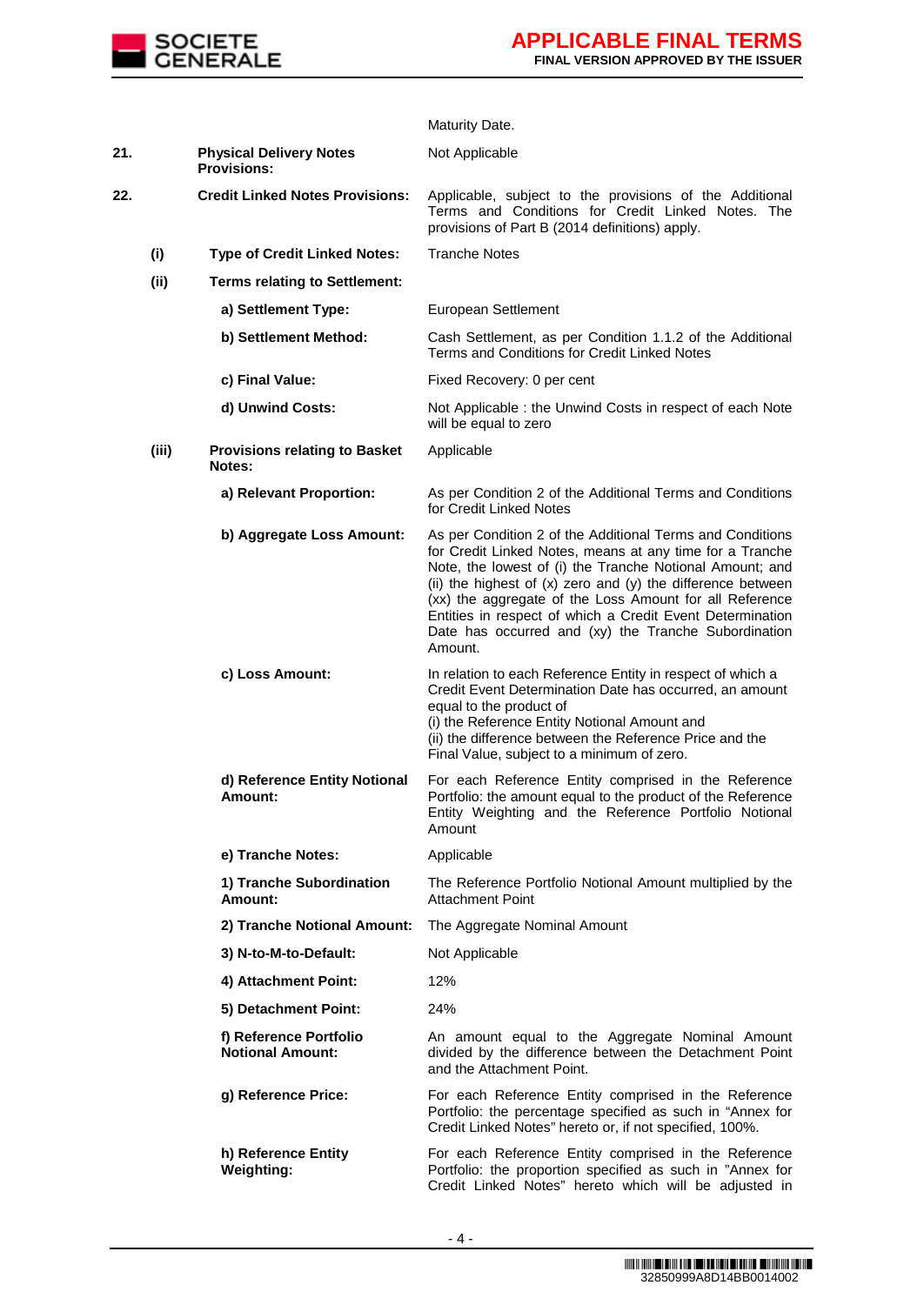| | | | |
|---|---|---|---|
| | | | Maturity Date. |
| **21.** | | **Physical Delivery Notes Provisions:** | Not Applicable |
| **22.** | | **Credit Linked Notes Provisions:** | Applicable, subject to the provisions of the Additional Terms and Conditions for Credit Linked Notes. The provisions of Part B (2014 definitions) apply. |
| | **(i)** | **Type of Credit Linked Notes:** | Tranche Notes |
| | **(ii)** | **Terms relating to Settlement:** | |
| | | **a) Settlement Type:** | European Settlement |
| | | **b) Settlement Method:** | Cash Settlement, as per Condition 1.1.2 of the Additional Terms and Conditions for Credit Linked Notes |
| | | **c) Final Value:** | Fixed Recovery: 0 per cent |
| | | **d) Unwind Costs:** | Not Applicable : the Unwind Costs in respect of each Note will be equal to zero |
| | **(iii)** | **Provisions relating to Basket Notes:** | Applicable |
| | | **a) Relevant Proportion:** | As per Condition 2 of the Additional Terms and Conditions for Credit Linked Notes |
| | | **b) Aggregate Loss Amount:** | As per Condition 2 of the Additional Terms and Conditions for Credit Linked Notes, means at any time for a Tranche Note, the lowest of (i) the Tranche Notional Amount; and (ii) the highest of (x) zero and (y) the difference between (xx) the aggregate of the Loss Amount for all Reference Entities in respect of which a Credit Event Determination Date has occurred and (xy) the Tranche Subordination Amount. |
| | | **c) Loss Amount:** | In relation to each Reference Entity in respect of which a Credit Event Determination Date has occurred, an amount equal to the product of<br>(i) the Reference Entity Notional Amount and<br>(ii) the difference between the Reference Price and the Final Value, subject to a minimum of zero. |
| | | **d) Reference Entity Notional Amount:** | For each Reference Entity comprised in the Reference Portfolio: the amount equal to the product of the Reference Entity Weighting and the Reference Portfolio Notional Amount |
| | | **e) Tranche Notes:** | Applicable |
| | | **1) Tranche Subordination Amount:** | The Reference Portfolio Notional Amount multiplied by the Attachment Point |
| | | **2) Tranche Notional Amount:** | The Aggregate Nominal Amount |
| | | **3) N-to-M-to-Default:** | Not Applicable |
| | | **4) Attachment Point:** | 12% |
| | | **5) Detachment Point:** | 24% |
| | | **f) Reference Portfolio Notional Amount:** | An amount equal to the Aggregate Nominal Amount divided by the difference between the Detachment Point and the Attachment Point. |
| | | **g) Reference Price:** | For each Reference Entity comprised in the Reference Portfolio: the percentage specified as such in "Annex for Credit Linked Notes" hereto or, if not specified, 100%. |
| | | **h) Reference Entity Weighting:** | For each Reference Entity comprised in the Reference Portfolio: the proportion specified as such in "Annex for Credit Linked Notes" hereto which will be adjusted in |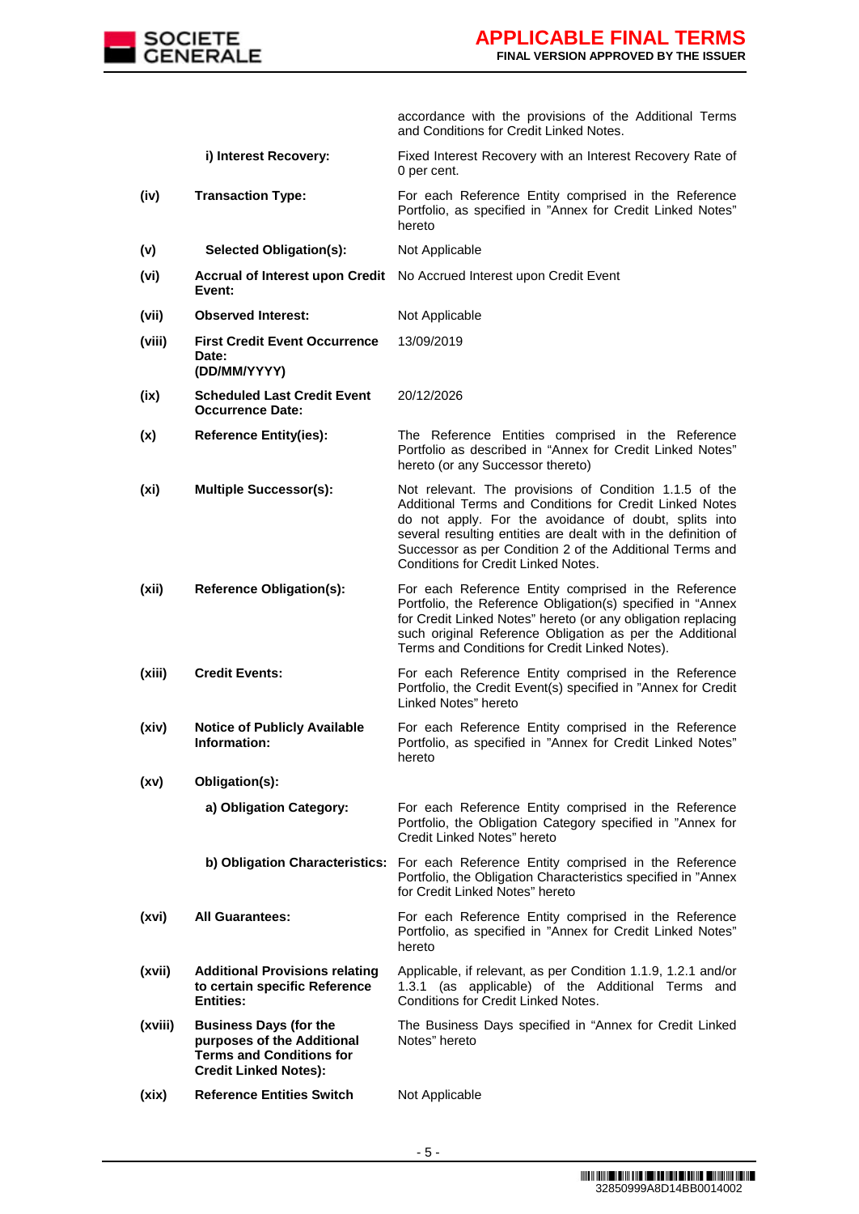| | | |
|---|---|---|
| | | accordance with the provisions of the Additional Terms and Conditions for Credit Linked Notes. |
| | **i) Interest Recovery:** | Fixed Interest Recovery with an Interest Recovery Rate of 0 per cent. |
| **(iv)** | **Transaction Type:** | For each Reference Entity comprised in the Reference Portfolio, as specified in "Annex for Credit Linked Notes" hereto |
| **(v)** | **Selected Obligation(s):** | Not Applicable |
| **(vi)** | **Accrual of Interest upon Credit Event:** | No Accrued Interest upon Credit Event |
| **(vii)** | **Observed Interest:** | Not Applicable |
| **(viii)** | **First Credit Event Occurrence Date: (DD/MM/YYYY)** | 13/09/2019 |
| **(ix)** | **Scheduled Last Credit Event Occurrence Date:** | 20/12/2026 |
| **(x)** | **Reference Entity(ies):** | The Reference Entities comprised in the Reference Portfolio as described in "Annex for Credit Linked Notes" hereto (or any Successor thereto) |
| **(xi)** | **Multiple Successor(s):** | Not relevant. The provisions of Condition 1.1.5 of the Additional Terms and Conditions for Credit Linked Notes do not apply. For the avoidance of doubt, splits into several resulting entities are dealt with in the definition of Successor as per Condition 2 of the Additional Terms and Conditions for Credit Linked Notes. |
| **(xii)** | **Reference Obligation(s):** | For each Reference Entity comprised in the Reference Portfolio, the Reference Obligation(s) specified in "Annex for Credit Linked Notes" hereto (or any obligation replacing such original Reference Obligation as per the Additional Terms and Conditions for Credit Linked Notes). |
| **(xiii)** | **Credit Events:** | For each Reference Entity comprised in the Reference Portfolio, the Credit Event(s) specified in "Annex for Credit Linked Notes" hereto |
| **(xiv)** | **Notice of Publicly Available Information:** | For each Reference Entity comprised in the Reference Portfolio, as specified in "Annex for Credit Linked Notes" hereto |
| **(xv)** | **Obligation(s):** | |
| | **a) Obligation Category:** | For each Reference Entity comprised in the Reference Portfolio, the Obligation Category specified in "Annex for Credit Linked Notes" hereto |
| | **b) Obligation Characteristics:** | For each Reference Entity comprised in the Reference Portfolio, the Obligation Characteristics specified in "Annex for Credit Linked Notes" hereto |
| **(xvi)** | **All Guarantees:** | For each Reference Entity comprised in the Reference Portfolio, as specified in "Annex for Credit Linked Notes" hereto |
| **(xvii)** | **Additional Provisions relating to certain specific Reference Entities:** | Applicable, if relevant, as per Condition 1.1.9, 1.2.1 and/or 1.3.1 (as applicable) of the Additional Terms and Conditions for Credit Linked Notes. |
| **(xviii)** | **Business Days (for the purposes of the Additional Terms and Conditions for Credit Linked Notes):** | The Business Days specified in "Annex for Credit Linked Notes" hereto |
| **(xix)** | **Reference Entities Switch** | Not Applicable |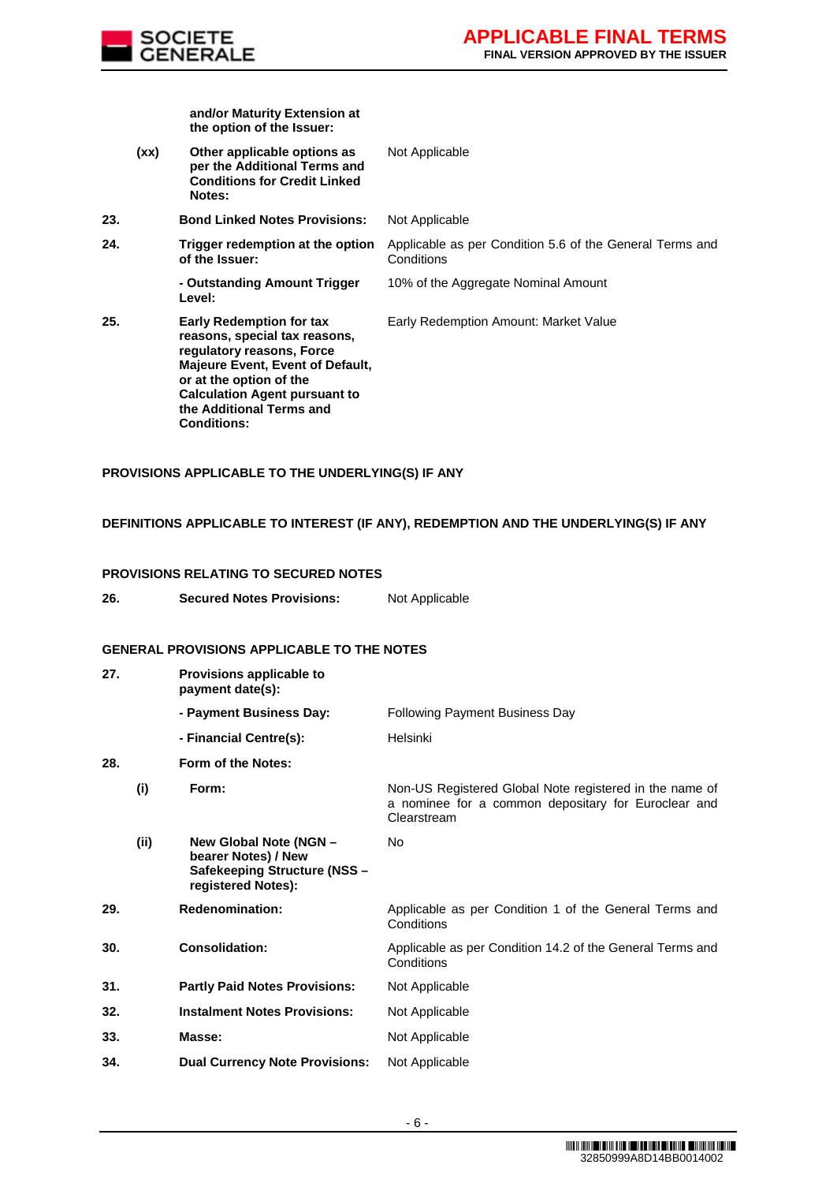| | | | |
|---|---|---|---|
| | | **and/or Maturity Extension at the option of the Issuer:** | |
| | **(xx)** | **Other applicable options as per the Additional Terms and Conditions for Credit Linked Notes:** | Not Applicable |
| **23.** | | **Bond Linked Notes Provisions:** | Not Applicable |
| **24.** | | **Trigger redemption at the option of the Issuer:** | Applicable as per Condition 5.6 of the General Terms and Conditions |
| | | **- Outstanding Amount Trigger Level:** | 10% of the Aggregate Nominal Amount |
| **25.** | | **Early Redemption for tax reasons, special tax reasons, regulatory reasons, Force Majeure Event, Event of Default, or at the option of the Calculation Agent pursuant to the Additional Terms and Conditions:** | Early Redemption Amount: Market Value |

**PROVISIONS APPLICABLE TO THE UNDERLYING(S) IF ANY**

**DEFINITIONS APPLICABLE TO INTEREST (IF ANY), REDEMPTION AND THE UNDERLYING(S) IF ANY**

**PROVISIONS RELATING TO SECURED NOTES**

| | | | |
|---|---|---|---|
| **26.** | | **Secured Notes Provisions:** | Not Applicable |

**GENERAL PROVISIONS APPLICABLE TO THE NOTES**

| | | | |
|---|---|---|---|
| **27.** | | **Provisions applicable to payment date(s):** | |
| | | **- Payment Business Day:** | Following Payment Business Day |
| | | **- Financial Centre(s):** | Helsinki |
| **28.** | | **Form of the Notes:** | |
| | **(i)** | **Form:** | Non-US Registered Global Note registered in the name of a nominee for a common depositary for Euroclear and Clearstream |
| | **(ii)** | **New Global Note (NGN – bearer Notes) / New Safekeeping Structure (NSS – registered Notes):** | No |
| **29.** | | **Redenomination:** | Applicable as per Condition 1 of the General Terms and Conditions |
| **30.** | | **Consolidation:** | Applicable as per Condition 14.2 of the General Terms and Conditions |
| **31.** | | **Partly Paid Notes Provisions:** | Not Applicable |
| **32.** | | **Instalment Notes Provisions:** | Not Applicable |
| **33.** | | **Masse:** | Not Applicable |
| **34.** | | **Dual Currency Note Provisions:** | Not Applicable |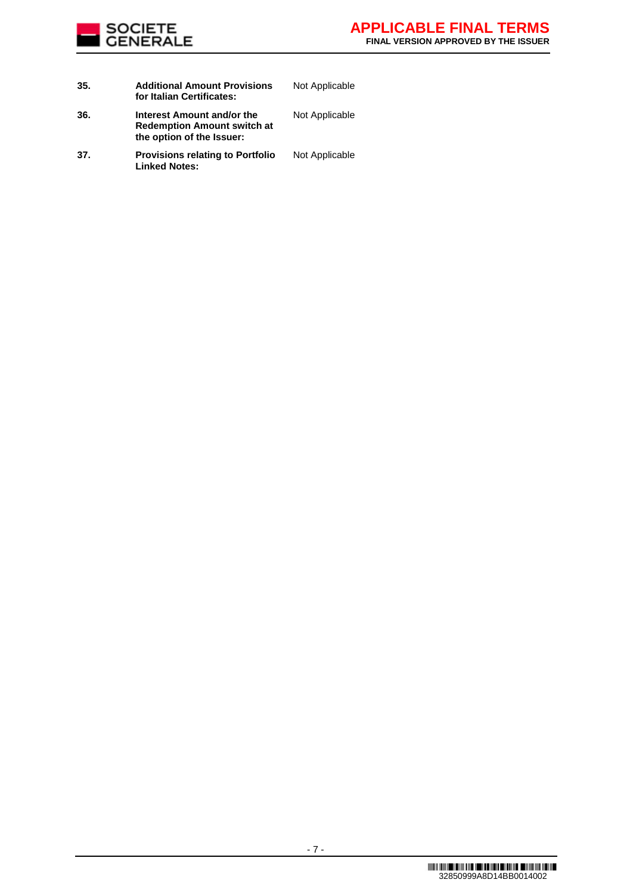| | | |
|---|---|---|
| **35.** | **Additional Amount Provisions for Italian Certificates:** | Not Applicable |
| **36.** | **Interest Amount and/or the Redemption Amount switch at the option of the Issuer:** | Not Applicable |
| **37.** | **Provisions relating to Portfolio Linked Notes:** | Not Applicable |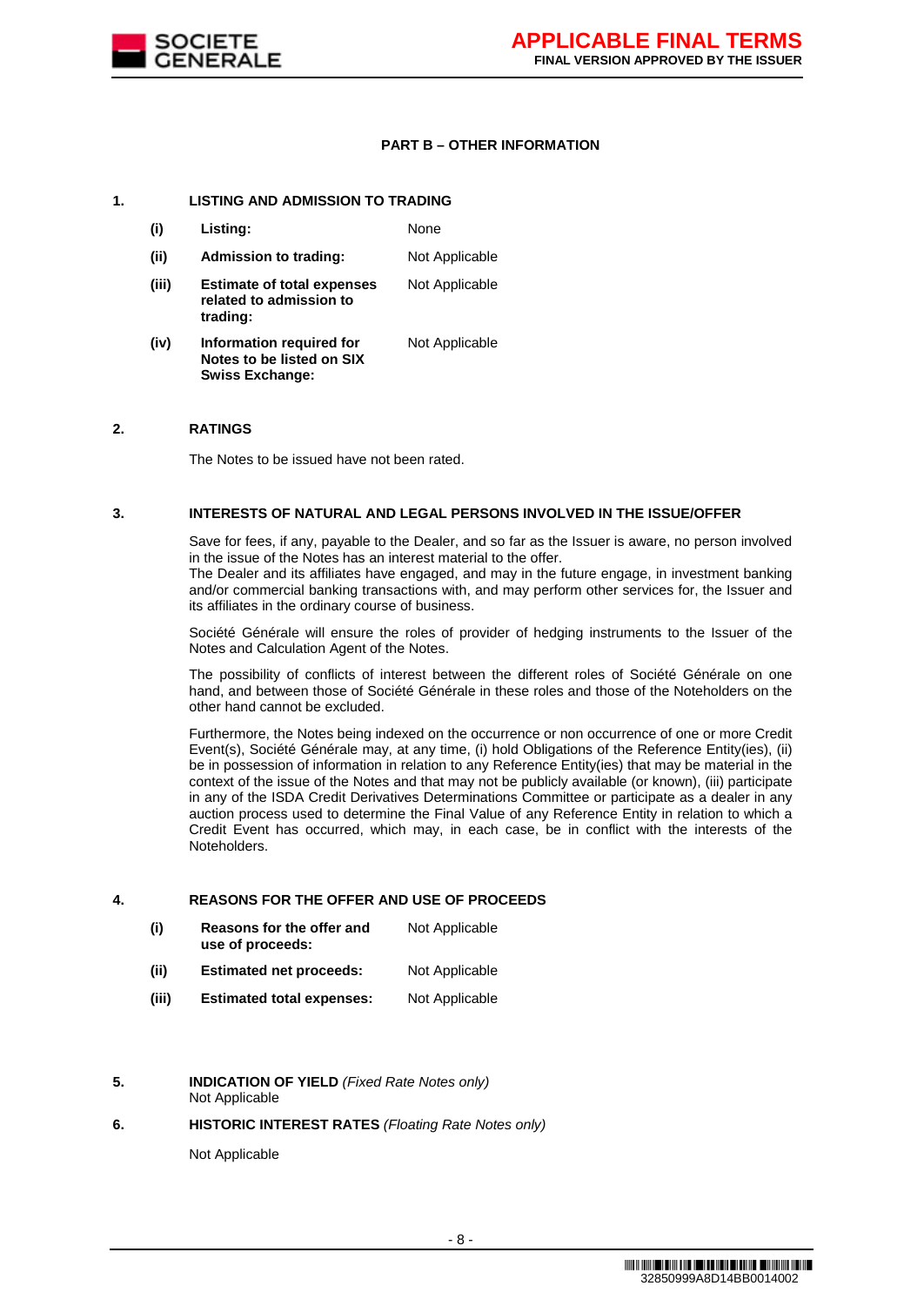## PART B – OTHER INFORMATION

### 1. LISTING AND ADMISSION TO TRADING

| | | |
|---|---|---|
| (i) | **Listing:** | None |
| (ii) | **Admission to trading:** | Not Applicable |
| (iii) | **Estimate of total expenses related to admission to trading:** | Not Applicable |
| (iv) | **Information required for Notes to be listed on SIX Swiss Exchange:** | Not Applicable |

### 2. RATINGS

The Notes to be issued have not been rated.

### 3. INTERESTS OF NATURAL AND LEGAL PERSONS INVOLVED IN THE ISSUE/OFFER

Save for fees, if any, payable to the Dealer, and so far as the Issuer is aware, no person involved in the issue of the Notes has an interest material to the offer.
The Dealer and its affiliates have engaged, and may in the future engage, in investment banking and/or commercial banking transactions with, and may perform other services for, the Issuer and its affiliates in the ordinary course of business.

Société Générale will ensure the roles of provider of hedging instruments to the Issuer of the Notes and Calculation Agent of the Notes.

The possibility of conflicts of interest between the different roles of Société Générale on one hand, and between those of Société Générale in these roles and those of the Noteholders on the other hand cannot be excluded.

Furthermore, the Notes being indexed on the occurrence or non occurrence of one or more Credit Event(s), Société Générale may, at any time, (i) hold Obligations of the Reference Entity(ies), (ii) be in possession of information in relation to any Reference Entity(ies) that may be material in the context of the issue of the Notes and that may not be publicly available (or known), (iii) participate in any of the ISDA Credit Derivatives Determinations Committee or participate as a dealer in any auction process used to determine the Final Value of any Reference Entity in relation to which a Credit Event has occurred, which may, in each case, be in conflict with the interests of the Noteholders.

### 4. REASONS FOR THE OFFER AND USE OF PROCEEDS

| | | |
|---|---|---|
| (i) | **Reasons for the offer and use of proceeds:** | Not Applicable |
| (ii) | **Estimated net proceeds:** | Not Applicable |
| (iii) | **Estimated total expenses:** | Not Applicable |

### 5. INDICATION OF YIELD *(Fixed Rate Notes only)*

Not Applicable

### 6. HISTORIC INTEREST RATES *(Floating Rate Notes only)*

Not Applicable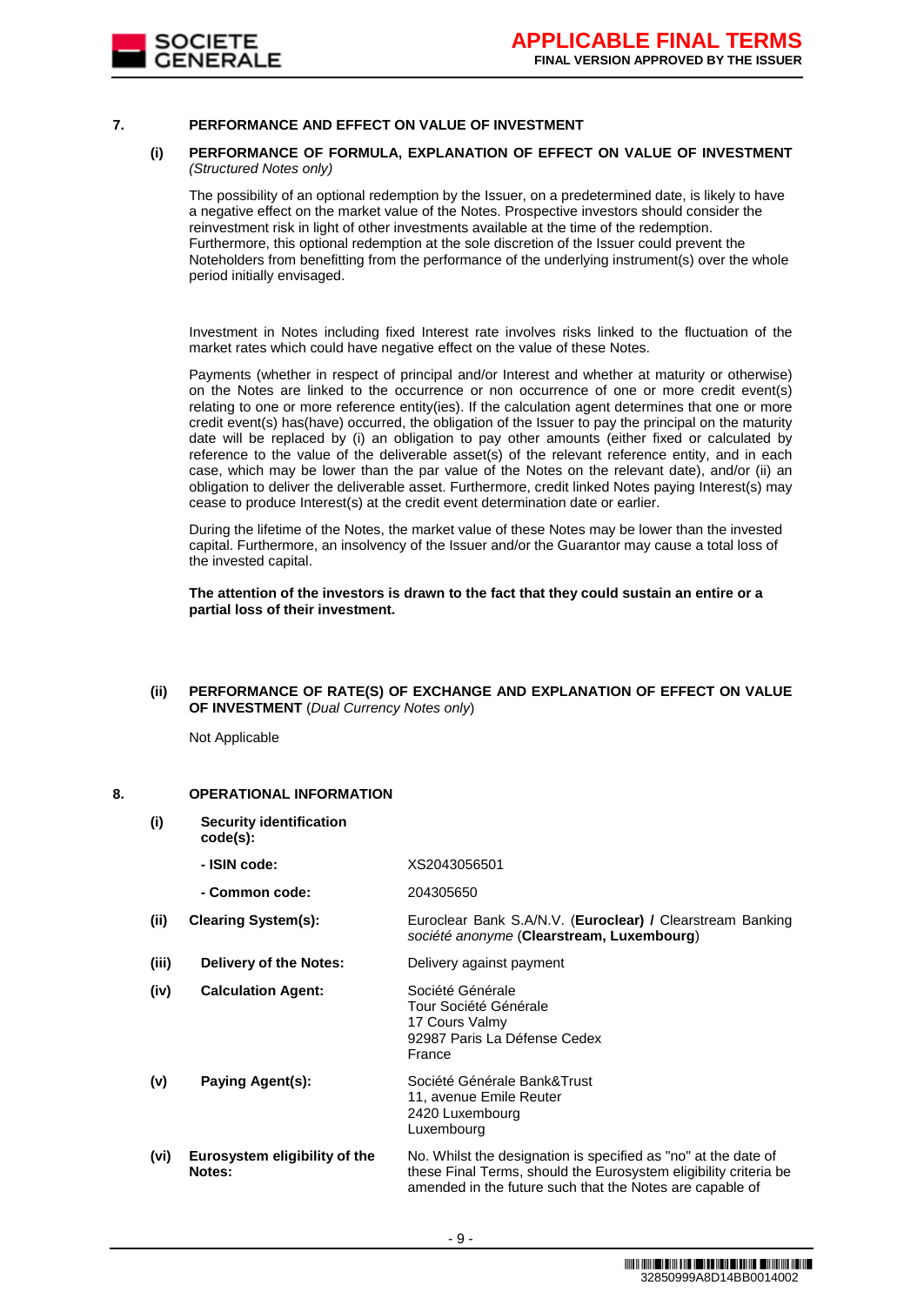## 7. PERFORMANCE AND EFFECT ON VALUE OF INVESTMENT

### (i) PERFORMANCE OF FORMULA, EXPLANATION OF EFFECT ON VALUE OF INVESTMENT *(Structured Notes only)*

The possibility of an optional redemption by the Issuer, on a predetermined date, is likely to have a negative effect on the market value of the Notes. Prospective investors should consider the reinvestment risk in light of other investments available at the time of the redemption. Furthermore, this optional redemption at the sole discretion of the Issuer could prevent the Noteholders from benefitting from the performance of the underlying instrument(s) over the whole period initially envisaged.

Investment in Notes including fixed Interest rate involves risks linked to the fluctuation of the market rates which could have negative effect on the value of these Notes.

Payments (whether in respect of principal and/or Interest and whether at maturity or otherwise) on the Notes are linked to the occurrence or non occurrence of one or more credit event(s) relating to one or more reference entity(ies). If the calculation agent determines that one or more credit event(s) has(have) occurred, the obligation of the Issuer to pay the principal on the maturity date will be replaced by (i) an obligation to pay other amounts (either fixed or calculated by reference to the value of the deliverable asset(s) of the relevant reference entity, and in each case, which may be lower than the par value of the Notes on the relevant date), and/or (ii) an obligation to deliver the deliverable asset. Furthermore, credit linked Notes paying Interest(s) may cease to produce Interest(s) at the credit event determination date or earlier.

During the lifetime of the Notes, the market value of these Notes may be lower than the invested capital. Furthermore, an insolvency of the Issuer and/or the Guarantor may cause a total loss of the invested capital.

**The attention of the investors is drawn to the fact that they could sustain an entire or a partial loss of their investment.**

### (ii) PERFORMANCE OF RATE(S) OF EXCHANGE AND EXPLANATION OF EFFECT ON VALUE OF INVESTMENT (*Dual Currency Notes only*)

Not Applicable

## 8. OPERATIONAL INFORMATION

| | | |
|---|---|---|
| **(i)** | **Security identification code(s):** | |
| | **- ISIN code:** | XS2043056501 |
| | **- Common code:** | 204305650 |
| **(ii)** | **Clearing System(s):** | Euroclear Bank S.A/N.V. (**Euroclear) /** Clearstream Banking *société anonyme* (**Clearstream, Luxembourg**) |
| **(iii)** | **Delivery of the Notes:** | Delivery against payment |
| **(iv)** | **Calculation Agent:** | Société Générale<br>Tour Société Générale<br>17 Cours Valmy<br>92987 Paris La Défense Cedex<br>France |
| **(v)** | **Paying Agent(s):** | Société Générale Bank&Trust<br>11, avenue Emile Reuter<br>2420 Luxembourg<br>Luxembourg |
| **(vi)** | **Eurosystem eligibility of the Notes:** | No. Whilst the designation is specified as "no" at the date of these Final Terms, should the Eurosystem eligibility criteria be amended in the future such that the Notes are capable of |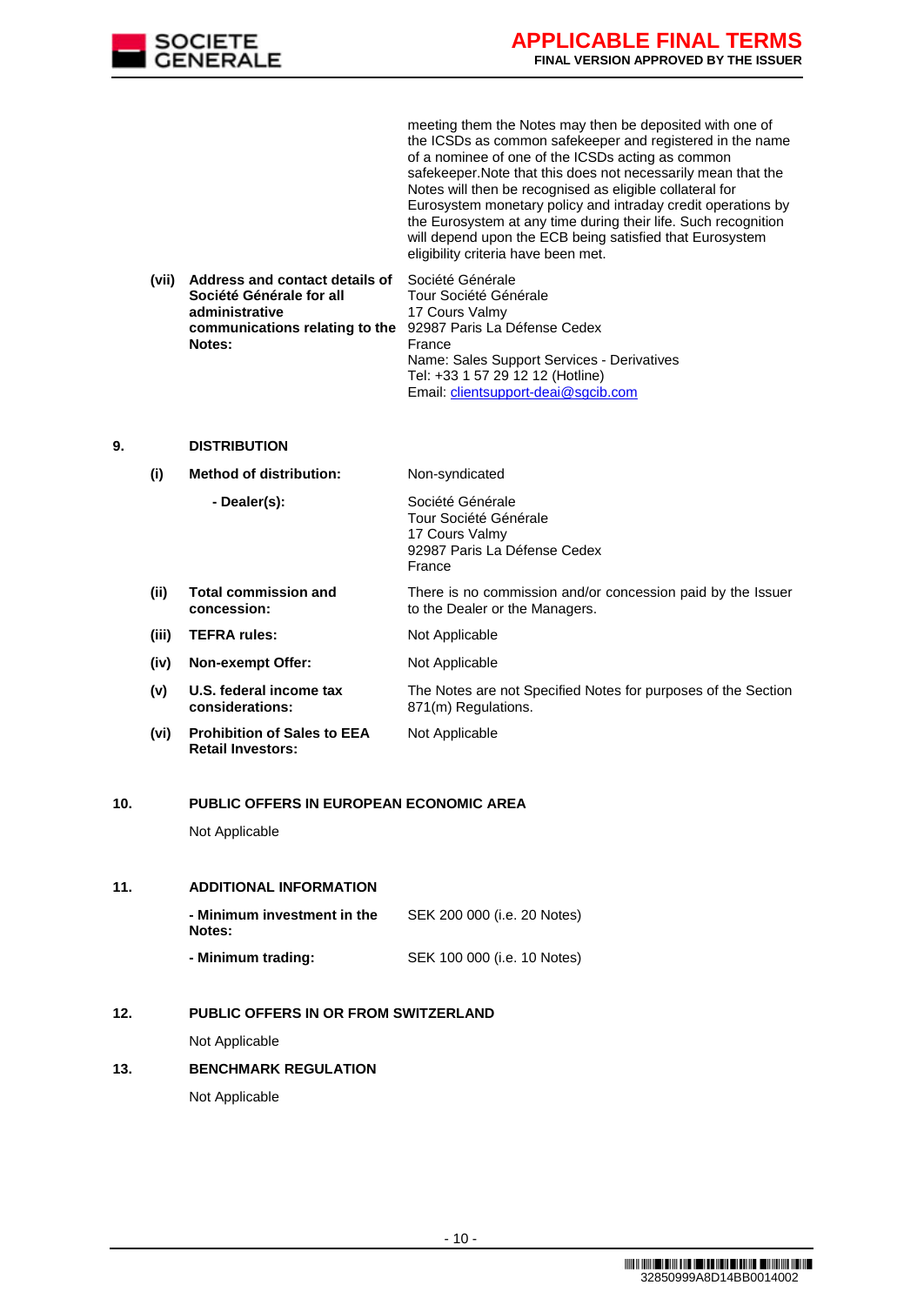| | | |
|---|---|---|
| | | meeting them the Notes may then be deposited with one of the ICSDs as common safekeeper and registered in the name of a nominee of one of the ICSDs acting as common safekeeper.Note that this does not necessarily mean that the Notes will then be recognised as eligible collateral for Eurosystem monetary policy and intraday credit operations by the Eurosystem at any time during their life. Such recognition will depend upon the ECB being satisfied that Eurosystem eligibility criteria have been met. |
| **(vii)** | **Address and contact details of Société Générale for all administrative communications relating to the Notes:** | Société Générale<br>Tour Société Générale<br>17 Cours Valmy<br>92987 Paris La Défense Cedex<br>France<br>Name: Sales Support Services - Derivatives<br>Tel: +33 1 57 29 12 12 (Hotline)<br>Email: clientsupport-deai@sgcib.com |

**9. DISTRIBUTION**

| | | |
|---|---|---|
| **(i)** | **Method of distribution:** | Non-syndicated |
| | **- Dealer(s):** | Société Générale<br>Tour Société Générale<br>17 Cours Valmy<br>92987 Paris La Défense Cedex<br>France |
| **(ii)** | **Total commission and concession:** | There is no commission and/or concession paid by the Issuer to the Dealer or the Managers. |
| **(iii)** | **TEFRA rules:** | Not Applicable |
| **(iv)** | **Non-exempt Offer:** | Not Applicable |
| **(v)** | **U.S. federal income tax considerations:** | The Notes are not Specified Notes for purposes of the Section 871(m) Regulations. |
| **(vi)** | **Prohibition of Sales to EEA Retail Investors:** | Not Applicable |

**10. PUBLIC OFFERS IN EUROPEAN ECONOMIC AREA**

Not Applicable

**11. ADDITIONAL INFORMATION**

| | |
|---|---|
| **- Minimum investment in the Notes:** | SEK 200 000 (i.e. 20 Notes) |
| **- Minimum trading:** | SEK 100 000 (i.e. 10 Notes) |

**12. PUBLIC OFFERS IN OR FROM SWITZERLAND**

Not Applicable

**13. BENCHMARK REGULATION**

Not Applicable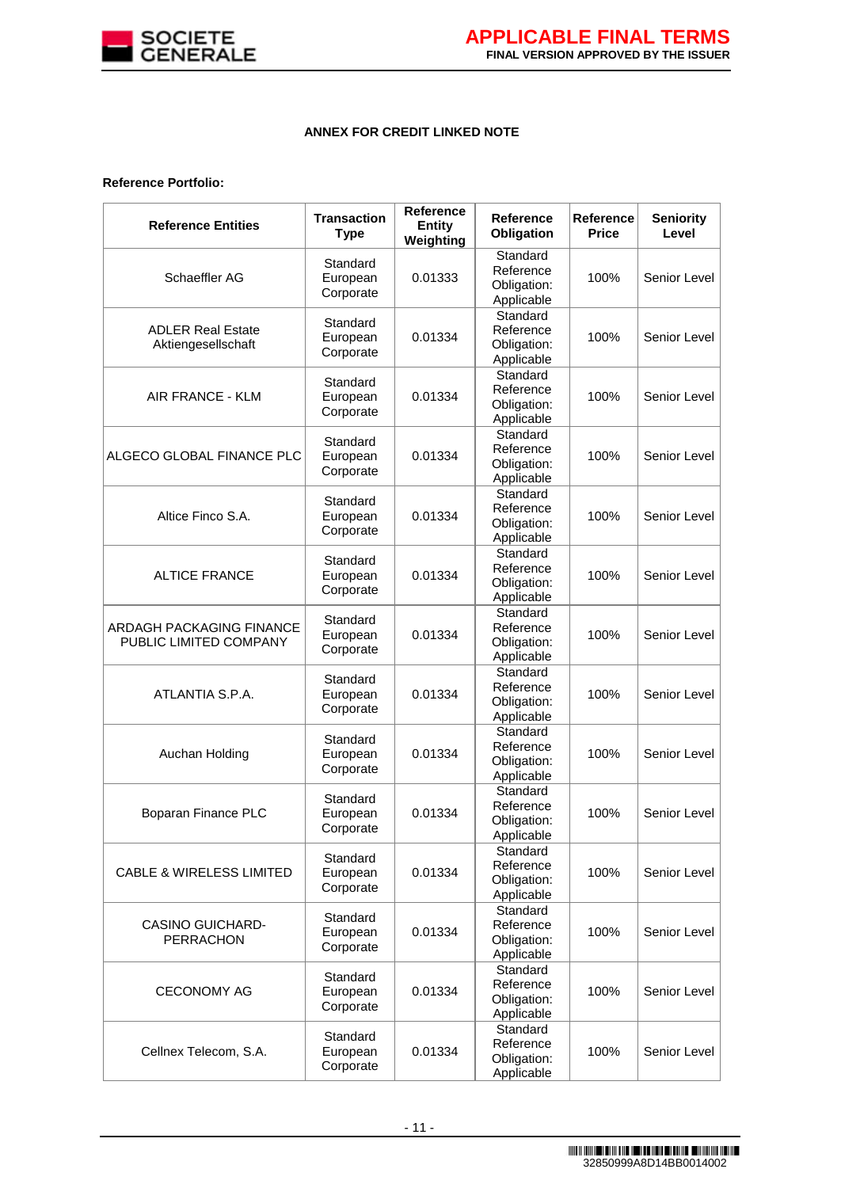**ANNEX FOR CREDIT LINKED NOTE**

**Reference Portfolio:**

| Reference Entities | Transaction Type | Reference Entity Weighting | Reference Obligation | Reference Price | Seniority Level |
|---|---|---|---|---|---|
| Schaeffler AG | Standard European Corporate | 0.01333 | Standard Reference Obligation: Applicable | 100% | Senior Level |
| ADLER Real Estate Aktiengesellschaft | Standard European Corporate | 0.01334 | Standard Reference Obligation: Applicable | 100% | Senior Level |
| AIR FRANCE - KLM | Standard European Corporate | 0.01334 | Standard Reference Obligation: Applicable | 100% | Senior Level |
| ALGECO GLOBAL FINANCE PLC | Standard European Corporate | 0.01334 | Standard Reference Obligation: Applicable | 100% | Senior Level |
| Altice Finco S.A. | Standard European Corporate | 0.01334 | Standard Reference Obligation: Applicable | 100% | Senior Level |
| ALTICE FRANCE | Standard European Corporate | 0.01334 | Standard Reference Obligation: Applicable | 100% | Senior Level |
| ARDAGH PACKAGING FINANCE PUBLIC LIMITED COMPANY | Standard European Corporate | 0.01334 | Standard Reference Obligation: Applicable | 100% | Senior Level |
| ATLANTIA S.P.A. | Standard European Corporate | 0.01334 | Standard Reference Obligation: Applicable | 100% | Senior Level |
| Auchan Holding | Standard European Corporate | 0.01334 | Standard Reference Obligation: Applicable | 100% | Senior Level |
| Boparan Finance PLC | Standard European Corporate | 0.01334 | Standard Reference Obligation: Applicable | 100% | Senior Level |
| CABLE & WIRELESS LIMITED | Standard European Corporate | 0.01334 | Standard Reference Obligation: Applicable | 100% | Senior Level |
| CASINO GUICHARD-PERRACHON | Standard European Corporate | 0.01334 | Standard Reference Obligation: Applicable | 100% | Senior Level |
| CECONOMY AG | Standard European Corporate | 0.01334 | Standard Reference Obligation: Applicable | 100% | Senior Level |
| Cellnex Telecom, S.A. | Standard European Corporate | 0.01334 | Standard Reference Obligation: Applicable | 100% | Senior Level |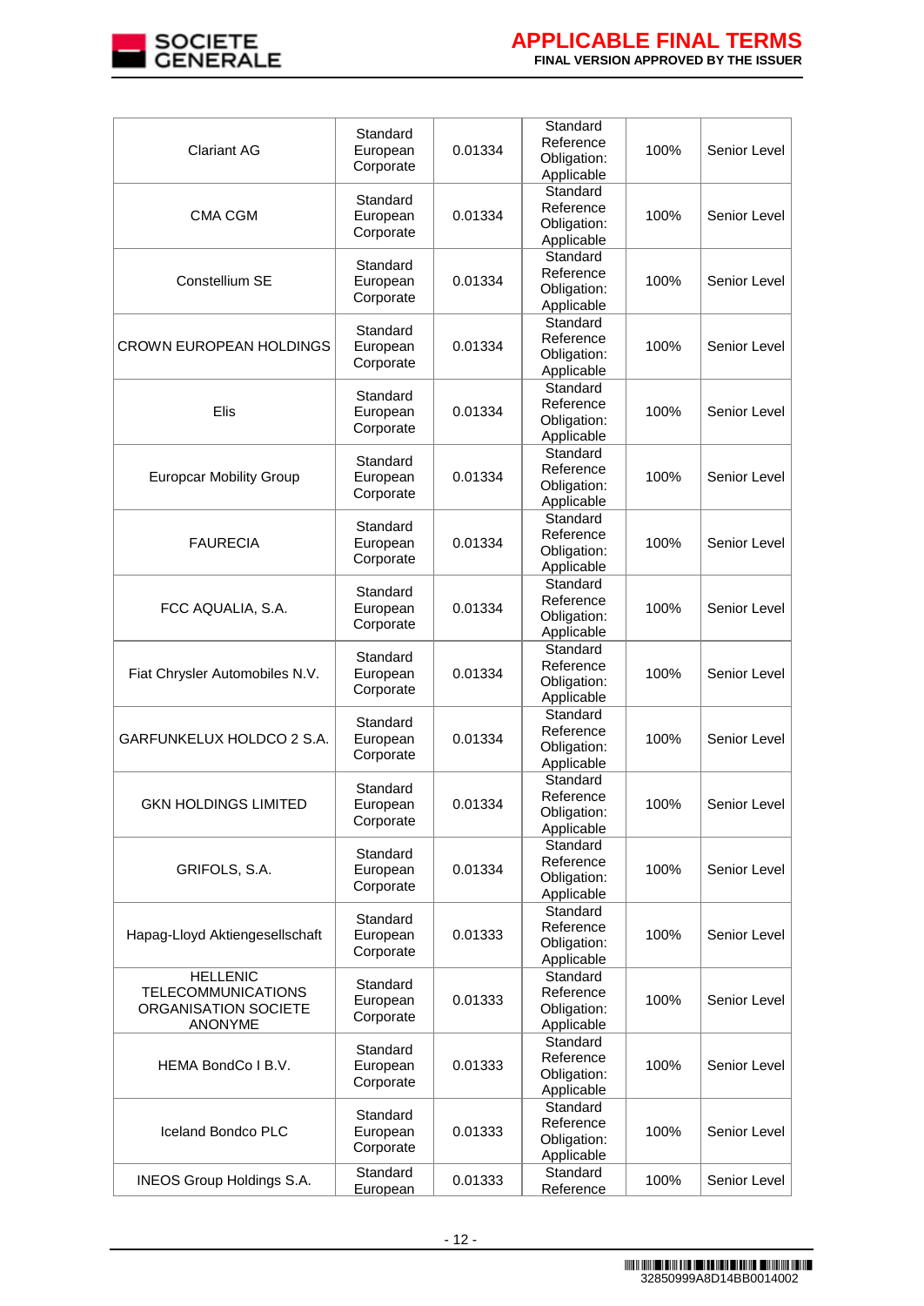| Clariant AG | Standard European Corporate | 0.01334 | Standard Reference Obligation: Applicable | 100% | Senior Level |
|---|---|---|---|---|---|
| CMA CGM | Standard European Corporate | 0.01334 | Standard Reference Obligation: Applicable | 100% | Senior Level |
| Constellium SE | Standard European Corporate | 0.01334 | Standard Reference Obligation: Applicable | 100% | Senior Level |
| CROWN EUROPEAN HOLDINGS | Standard European Corporate | 0.01334 | Standard Reference Obligation: Applicable | 100% | Senior Level |
| Elis | Standard European Corporate | 0.01334 | Standard Reference Obligation: Applicable | 100% | Senior Level |
| Europcar Mobility Group | Standard European Corporate | 0.01334 | Standard Reference Obligation: Applicable | 100% | Senior Level |
| FAURECIA | Standard European Corporate | 0.01334 | Standard Reference Obligation: Applicable | 100% | Senior Level |
| FCC AQUALIA, S.A. | Standard European Corporate | 0.01334 | Standard Reference Obligation: Applicable | 100% | Senior Level |
| Fiat Chrysler Automobiles N.V. | Standard European Corporate | 0.01334 | Standard Reference Obligation: Applicable | 100% | Senior Level |
| GARFUNKELUX HOLDCO 2 S.A. | Standard European Corporate | 0.01334 | Standard Reference Obligation: Applicable | 100% | Senior Level |
| GKN HOLDINGS LIMITED | Standard European Corporate | 0.01334 | Standard Reference Obligation: Applicable | 100% | Senior Level |
| GRIFOLS, S.A. | Standard European Corporate | 0.01334 | Standard Reference Obligation: Applicable | 100% | Senior Level |
| Hapag-Lloyd Aktiengesellschaft | Standard European Corporate | 0.01333 | Standard Reference Obligation: Applicable | 100% | Senior Level |
| HELLENIC TELECOMMUNICATIONS ORGANISATION SOCIETE ANONYME | Standard European Corporate | 0.01333 | Standard Reference Obligation: Applicable | 100% | Senior Level |
| HEMA BondCo I B.V. | Standard European Corporate | 0.01333 | Standard Reference Obligation: Applicable | 100% | Senior Level |
| Iceland Bondco PLC | Standard European Corporate | 0.01333 | Standard Reference Obligation: Applicable | 100% | Senior Level |
| INEOS Group Holdings S.A. | Standard European | 0.01333 | Standard Reference | 100% | Senior Level |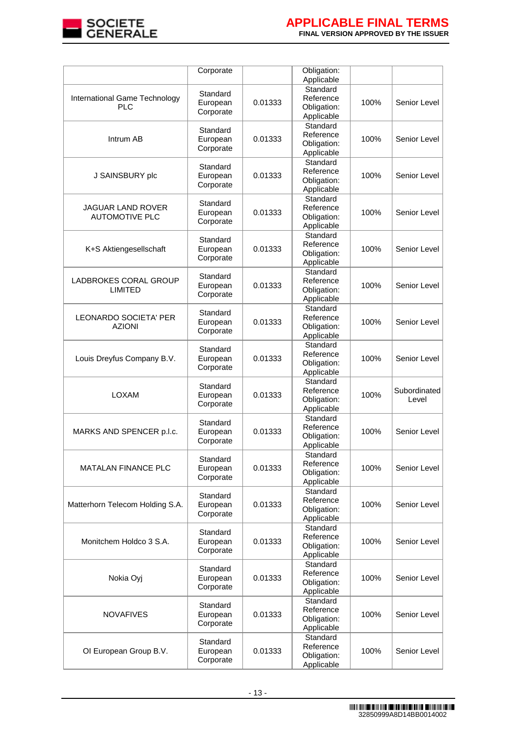| | Corporate | | Obligation: Applicable | | |
|---|---|---|---|---|---|
| International Game Technology PLC | Standard European Corporate | 0.01333 | Standard Reference Obligation: Applicable | 100% | Senior Level |
| Intrum AB | Standard European Corporate | 0.01333 | Standard Reference Obligation: Applicable | 100% | Senior Level |
| J SAINSBURY plc | Standard European Corporate | 0.01333 | Standard Reference Obligation: Applicable | 100% | Senior Level |
| JAGUAR LAND ROVER AUTOMOTIVE PLC | Standard European Corporate | 0.01333 | Standard Reference Obligation: Applicable | 100% | Senior Level |
| K+S Aktiengesellschaft | Standard European Corporate | 0.01333 | Standard Reference Obligation: Applicable | 100% | Senior Level |
| LADBROKES CORAL GROUP LIMITED | Standard European Corporate | 0.01333 | Standard Reference Obligation: Applicable | 100% | Senior Level |
| LEONARDO SOCIETA' PER AZIONI | Standard European Corporate | 0.01333 | Standard Reference Obligation: Applicable | 100% | Senior Level |
| Louis Dreyfus Company B.V. | Standard European Corporate | 0.01333 | Standard Reference Obligation: Applicable | 100% | Senior Level |
| LOXAM | Standard European Corporate | 0.01333 | Standard Reference Obligation: Applicable | 100% | Subordinated Level |
| MARKS AND SPENCER p.l.c. | Standard European Corporate | 0.01333 | Standard Reference Obligation: Applicable | 100% | Senior Level |
| MATALAN FINANCE PLC | Standard European Corporate | 0.01333 | Standard Reference Obligation: Applicable | 100% | Senior Level |
| Matterhorn Telecom Holding S.A. | Standard European Corporate | 0.01333 | Standard Reference Obligation: Applicable | 100% | Senior Level |
| Monitchem Holdco 3 S.A. | Standard European Corporate | 0.01333 | Standard Reference Obligation: Applicable | 100% | Senior Level |
| Nokia Oyj | Standard European Corporate | 0.01333 | Standard Reference Obligation: Applicable | 100% | Senior Level |
| NOVAFIVES | Standard European Corporate | 0.01333 | Standard Reference Obligation: Applicable | 100% | Senior Level |
| OI European Group B.V. | Standard European Corporate | 0.01333 | Standard Reference Obligation: Applicable | 100% | Senior Level |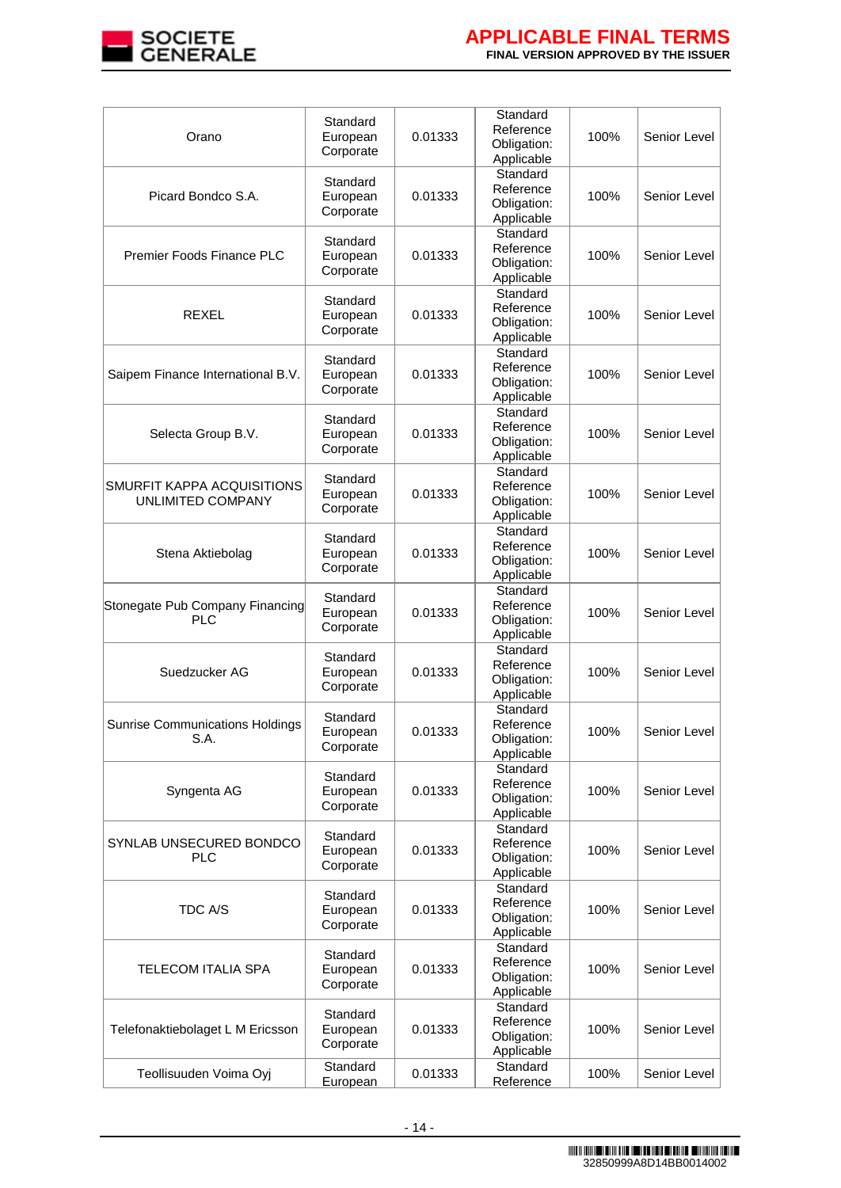| | | | | | |
|---|---|---|---|---|---|
| Orano | Standard European Corporate | 0.01333 | Standard Reference Obligation: Applicable | 100% | Senior Level |
| Picard Bondco S.A. | Standard European Corporate | 0.01333 | Standard Reference Obligation: Applicable | 100% | Senior Level |
| Premier Foods Finance PLC | Standard European Corporate | 0.01333 | Standard Reference Obligation: Applicable | 100% | Senior Level |
| REXEL | Standard European Corporate | 0.01333 | Standard Reference Obligation: Applicable | 100% | Senior Level |
| Saipem Finance International B.V. | Standard European Corporate | 0.01333 | Standard Reference Obligation: Applicable | 100% | Senior Level |
| Selecta Group B.V. | Standard European Corporate | 0.01333 | Standard Reference Obligation: Applicable | 100% | Senior Level |
| SMURFIT KAPPA ACQUISITIONS UNLIMITED COMPANY | Standard European Corporate | 0.01333 | Standard Reference Obligation: Applicable | 100% | Senior Level |
| Stena Aktiebolag | Standard European Corporate | 0.01333 | Standard Reference Obligation: Applicable | 100% | Senior Level |
| Stonegate Pub Company Financing PLC | Standard European Corporate | 0.01333 | Standard Reference Obligation: Applicable | 100% | Senior Level |
| Suedzucker AG | Standard European Corporate | 0.01333 | Standard Reference Obligation: Applicable | 100% | Senior Level |
| Sunrise Communications Holdings S.A. | Standard European Corporate | 0.01333 | Standard Reference Obligation: Applicable | 100% | Senior Level |
| Syngenta AG | Standard European Corporate | 0.01333 | Standard Reference Obligation: Applicable | 100% | Senior Level |
| SYNLAB UNSECURED BONDCO PLC | Standard European Corporate | 0.01333 | Standard Reference Obligation: Applicable | 100% | Senior Level |
| TDC A/S | Standard European Corporate | 0.01333 | Standard Reference Obligation: Applicable | 100% | Senior Level |
| TELECOM ITALIA SPA | Standard European Corporate | 0.01333 | Standard Reference Obligation: Applicable | 100% | Senior Level |
| Telefonaktiebolaget L M Ericsson | Standard European Corporate | 0.01333 | Standard Reference Obligation: Applicable | 100% | Senior Level |
| Teollisuuden Voima Oyj | Standard European | 0.01333 | Standard Reference | 100% | Senior Level |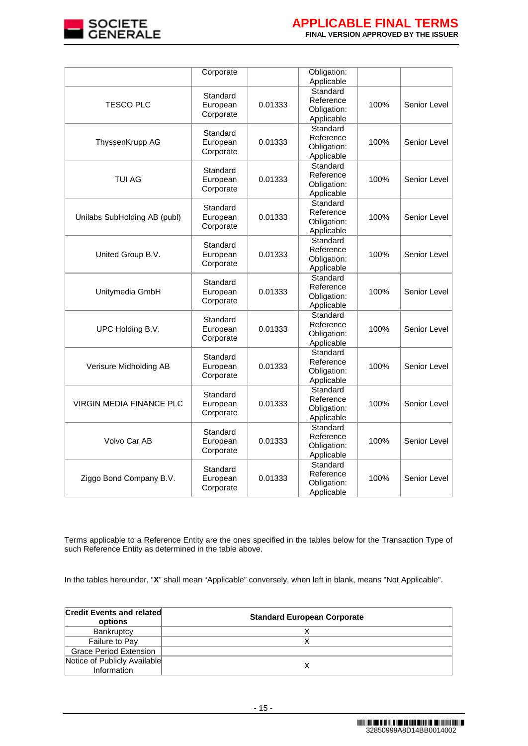| | | | | | |
|---|---|---|---|---|---|
| | Corporate | | Obligation: Applicable | | |
| TESCO PLC | Standard European Corporate | 0.01333 | Standard Reference Obligation: Applicable | 100% | Senior Level |
| ThyssenKrupp AG | Standard European Corporate | 0.01333 | Standard Reference Obligation: Applicable | 100% | Senior Level |
| TUI AG | Standard European Corporate | 0.01333 | Standard Reference Obligation: Applicable | 100% | Senior Level |
| Unilabs SubHolding AB (publ) | Standard European Corporate | 0.01333 | Standard Reference Obligation: Applicable | 100% | Senior Level |
| United Group B.V. | Standard European Corporate | 0.01333 | Standard Reference Obligation: Applicable | 100% | Senior Level |
| Unitymedia GmbH | Standard European Corporate | 0.01333 | Standard Reference Obligation: Applicable | 100% | Senior Level |
| UPC Holding B.V. | Standard European Corporate | 0.01333 | Standard Reference Obligation: Applicable | 100% | Senior Level |
| Verisure Midholding AB | Standard European Corporate | 0.01333 | Standard Reference Obligation: Applicable | 100% | Senior Level |
| VIRGIN MEDIA FINANCE PLC | Standard European Corporate | 0.01333 | Standard Reference Obligation: Applicable | 100% | Senior Level |
| Volvo Car AB | Standard European Corporate | 0.01333 | Standard Reference Obligation: Applicable | 100% | Senior Level |
| Ziggo Bond Company B.V. | Standard European Corporate | 0.01333 | Standard Reference Obligation: Applicable | 100% | Senior Level |

Terms applicable to a Reference Entity are the ones specified in the tables below for the Transaction Type of such Reference Entity as determined in the table above.

In the tables hereunder, "**X**" shall mean "Applicable" conversely, when left in blank, means "Not Applicable".

| **Credit Events and related options** | **Standard European Corporate** |
|---|---|
| Bankruptcy | X |
| Failure to Pay | X |
| Grace Period Extension | |
| Notice of Publicly Available Information | X |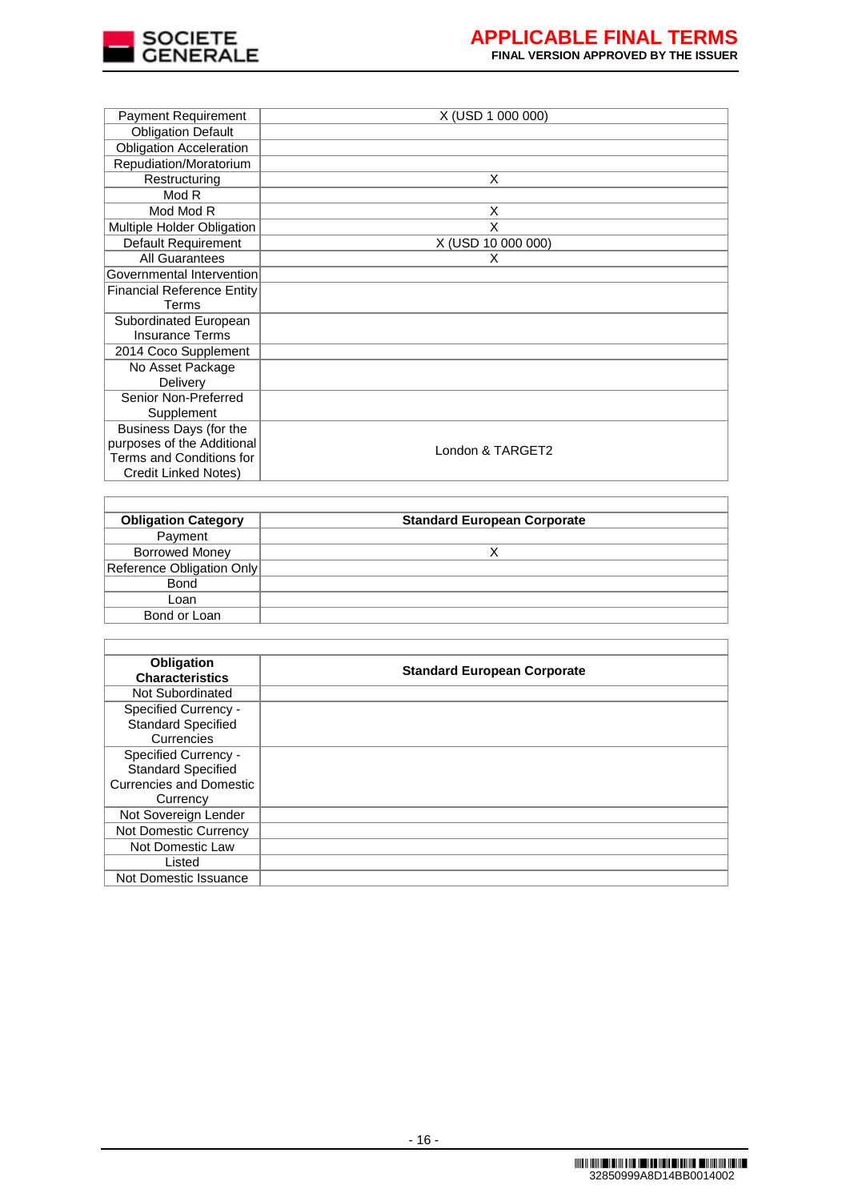| | |
|---|---|
| Payment Requirement | X (USD 1 000 000) |
| Obligation Default | |
| Obligation Acceleration | |
| Repudiation/Moratorium | |
| Restructuring | X |
| Mod R | |
| Mod Mod R | X |
| Multiple Holder Obligation | X |
| Default Requirement | X (USD 10 000 000) |
| All Guarantees | X |
| Governmental Intervention | |
| Financial Reference Entity Terms | |
| Subordinated European Insurance Terms | |
| 2014 Coco Supplement | |
| No Asset Package Delivery | |
| Senior Non-Preferred Supplement | |
| Business Days (for the purposes of the Additional Terms and Conditions for Credit Linked Notes) | London & TARGET2 |

| | |
|---|---|
| **Obligation Category** | **Standard European Corporate** |
| Payment | |
| Borrowed Money | X |
| Reference Obligation Only | |
| Bond | |
| Loan | |
| Bond or Loan | |

| | |
|---|---|
| **Obligation Characteristics** | **Standard European Corporate** |
| Not Subordinated | |
| Specified Currency - Standard Specified Currencies | |
| Specified Currency - Standard Specified Currencies and Domestic Currency | |
| Not Sovereign Lender | |
| Not Domestic Currency | |
| Not Domestic Law | |
| Listed | |
| Not Domestic Issuance | |